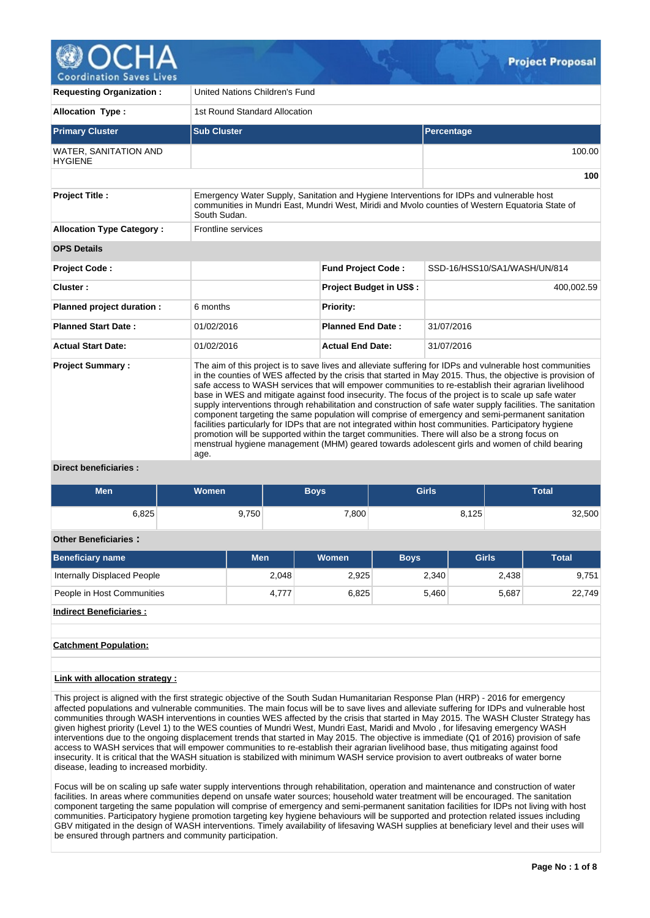# OCHA Project Proposal

| | |
|---|---|
| **Requesting Organization :** | United Nations Children's Fund |
| **Allocation Type :** | 1st Round Standard Allocation |

| Primary Cluster | Sub Cluster | Percentage |
|---|---|---|
| WATER, SANITATION AND HYGIENE | | 100.00 |
| | | **100** |

| | |
|---|---|
| **Project Title :** | Emergency Water Supply, Sanitation and Hygiene Interventions for IDPs and vulnerable host communities in Mundri East, Mundri West, Miridi and Mvolo counties of Western Equatoria State of South Sudan. |
| **Allocation Type Category :** | Frontline services |

**OPS Details**

| | | | |
|---|---|---|---|
| **Project Code :** | | **Fund Project Code :** | SSD-16/HSS10/SA1/WASH/UN/814 |
| **Cluster :** | | **Project Budget in US$ :** | 400,002.59 |
| **Planned project duration :** | 6 months | **Priority:** | |
| **Planned Start Date :** | 01/02/2016 | **Planned End Date :** | 31/07/2016 |
| **Actual Start Date:** | 01/02/2016 | **Actual End Date:** | 31/07/2016 |

**Project Summary :**

The aim of this project is to save lives and alleviate suffering for IDPs and vulnerable host communities in the counties of WES affected by the crisis that started in May 2015. Thus, the objective is provision of safe access to WASH services that will empower communities to re-establish their agrarian livelihood base in WES and mitigate against food insecurity. The focus of the project is to scale up safe water supply interventions through rehabilitation and construction of safe water supply facilities. The sanitation component targeting the same population will comprise of emergency and semi-permanent sanitation facilities particularly for IDPs that are not integrated within host communities. Participatory hygiene promotion will be supported within the target communities. There will also be a strong focus on menstrual hygiene management (MHM) geared towards adolescent girls and women of child bearing age.

**Direct beneficiaries :**

| Men | Women | Boys | Girls | Total |
|---|---|---|---|---|
| 6,825 | 9,750 | 7,800 | 8,125 | 32,500 |

**Other Beneficiaries :**

| Beneficiary name | Men | Women | Boys | Girls | Total |
|---|---|---|---|---|---|
| Internally Displaced People | 2,048 | 2,925 | 2,340 | 2,438 | 9,751 |
| People in Host Communities | 4,777 | 6,825 | 5,460 | 5,687 | 22,749 |

**Indirect Beneficiaries :**

**Catchment Population:**

**Link with allocation strategy :**

This project is aligned with the first strategic objective of the South Sudan Humanitarian Response Plan (HRP) - 2016 for emergency affected populations and vulnerable communities. The main focus will be to save lives and alleviate suffering for IDPs and vulnerable host communities through WASH interventions in counties WES affected by the crisis that started in May 2015. The WASH Cluster Strategy has given highest priority (Level 1) to the WES counties of Mundri West, Mundri East, Maridi and Mvolo , for lifesaving emergency WASH interventions due to the ongoing displacement trends that started in May 2015. The objective is immediate (Q1 of 2016) provision of safe access to WASH services that will empower communities to re-establish their agrarian livelihood base, thus mitigating against food insecurity. It is critical that the WASH situation is stabilized with minimum WASH service provision to avert outbreaks of water borne disease, leading to increased morbidity.

Focus will be on scaling up safe water supply interventions through rehabilitation, operation and maintenance and construction of water facilities. In areas where communities depend on unsafe water sources; household water treatment will be encouraged. The sanitation component targeting the same population will comprise of emergency and semi-permanent sanitation facilities for IDPs not living with host communities. Participatory hygiene promotion targeting key hygiene behaviours will be supported and protection related issues including GBV mitigated in the design of WASH interventions. Timely availability of lifesaving WASH supplies at beneficiary level and their uses will be ensured through partners and community participation.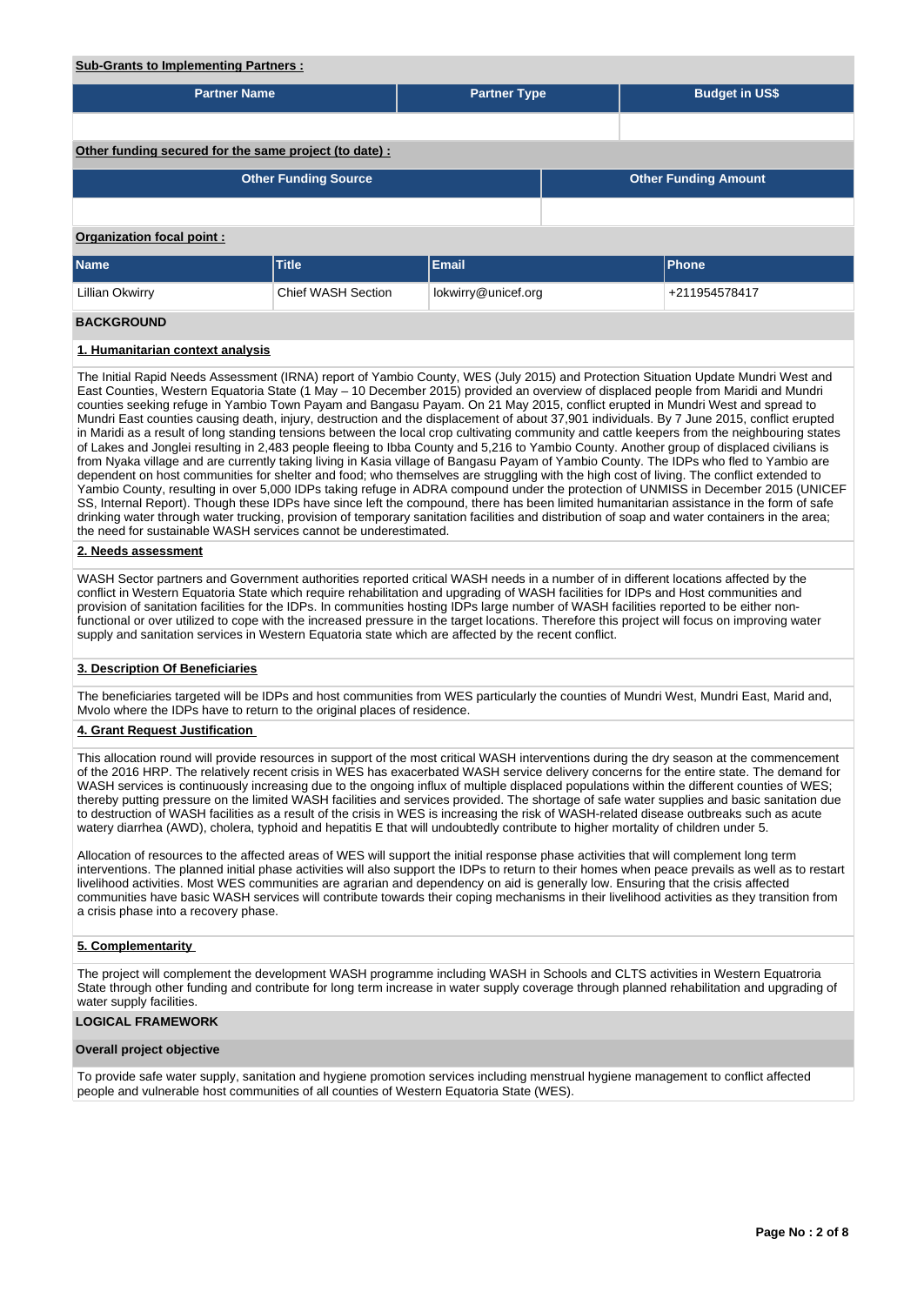**Sub-Grants to Implementing Partners :**

| Partner Name | Partner Type | Budget in US$ |
| --- | --- | --- |
| | | |

**Other funding secured for the same project (to date) :**

| Other Funding Source | Other Funding Amount |
| --- | --- |
| | |

**Organization focal point :**

| Name | Title | Email | Phone |
| --- | --- | --- | --- |
| Lillian Okwirry | Chief WASH Section | lokwirry@unicef.org | +211954578417 |

## BACKGROUND

### 1. Humanitarian context analysis

The Initial Rapid Needs Assessment (IRNA) report of Yambio County, WES (July 2015) and Protection Situation Update Mundri West and East Counties, Western Equatoria State (1 May – 10 December 2015) provided an overview of displaced people from Maridi and Mundri counties seeking refuge in Yambio Town Payam and Bangasu Payam. On 21 May 2015, conflict erupted in Mundri West and spread to Mundri East counties causing death, injury, destruction and the displacement of about 37,901 individuals. By 7 June 2015, conflict erupted in Maridi as a result of long standing tensions between the local crop cultivating community and cattle keepers from the neighbouring states of Lakes and Jonglei resulting in 2,483 people fleeing to Ibba County and 5,216 to Yambio County. Another group of displaced civilians is from Nyaka village and are currently taking living in Kasia village of Bangasu Payam of Yambio County. The IDPs who fled to Yambio are dependent on host communities for shelter and food; who themselves are struggling with the high cost of living. The conflict extended to Yambio County, resulting in over 5,000 IDPs taking refuge in ADRA compound under the protection of UNMISS in December 2015 (UNICEF SS, Internal Report). Though these IDPs have since left the compound, there has been limited humanitarian assistance in the form of safe drinking water through water trucking, provision of temporary sanitation facilities and distribution of soap and water containers in the area; the need for sustainable WASH services cannot be underestimated.

### 2. Needs assessment

WASH Sector partners and Government authorities reported critical WASH needs in a number of in different locations affected by the conflict in Western Equatoria State which require rehabilitation and upgrading of WASH facilities for IDPs and Host communities and provision of sanitation facilities for the IDPs. In communities hosting IDPs large number of WASH facilities reported to be either non-functional or over utilized to cope with the increased pressure in the target locations. Therefore this project will focus on improving water supply and sanitation services in Western Equatoria state which are affected by the recent conflict.

### 3. Description Of Beneficiaries

The beneficiaries targeted will be IDPs and host communities from WES particularly the counties of Mundri West, Mundri East, Marid and, Mvolo where the IDPs have to return to the original places of residence.

### 4. Grant Request Justification

This allocation round will provide resources in support of the most critical WASH interventions during the dry season at the commencement of the 2016 HRP. The relatively recent crisis in WES has exacerbated WASH service delivery concerns for the entire state. The demand for WASH services is continuously increasing due to the ongoing influx of multiple displaced populations within the different counties of WES; thereby putting pressure on the limited WASH facilities and services provided. The shortage of safe water supplies and basic sanitation due to destruction of WASH facilities as a result of the crisis in WES is increasing the risk of WASH-related disease outbreaks such as acute watery diarrhea (AWD), cholera, typhoid and hepatitis E that will undoubtedly contribute to higher mortality of children under 5.

Allocation of resources to the affected areas of WES will support the initial response phase activities that will complement long term interventions. The planned initial phase activities will also support the IDPs to return to their homes when peace prevails as well as to restart livelihood activities. Most WES communities are agrarian and dependency on aid is generally low. Ensuring that the crisis affected communities have basic WASH services will contribute towards their coping mechanisms in their livelihood activities as they transition from a crisis phase into a recovery phase.

### 5. Complementarity

The project will complement the development WASH programme including WASH in Schools and CLTS activities in Western Equatroria State through other funding and contribute for long term increase in water supply coverage through planned rehabilitation and upgrading of water supply facilities.

## LOGICAL FRAMEWORK

**Overall project objective**

To provide safe water supply, sanitation and hygiene promotion services including menstrual hygiene management to conflict affected people and vulnerable host communities of all counties of Western Equatoria State (WES).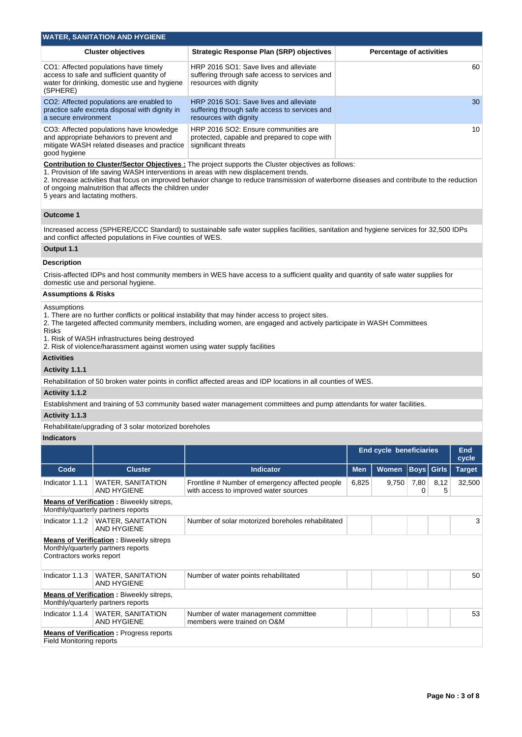## WATER, SANITATION AND HYGIENE

| Cluster objectives | Strategic Response Plan (SRP) objectives | Percentage of activities |
|---|---|---|
| CO1: Affected populations have timely access to safe and sufficient quantity of water for drinking, domestic use and hygiene (SPHERE) | HRP 2016 SO1: Save lives and alleviate suffering through safe access to services and resources with dignity | 60 |
| CO2: Affected populations are enabled to practice safe excreta disposal with dignity in a secure environment | HRP 2016 SO1: Save lives and alleviate suffering through safe access to services and resources with dignity | 30 |
| CO3: Affected populations have knowledge and appropriate behaviors to prevent and mitigate WASH related diseases and practice good hygiene | HRP 2016 SO2: Ensure communities are protected, capable and prepared to cope with significant threats | 10 |

**Contribution to Cluster/Sector Objectives :** The project supports the Cluster objectives as follows:
1. Provision of life saving WASH interventions in areas with new displacement trends.
2. Increase activities that focus on improved behavior change to reduce transmission of waterborne diseases and contribute to the reduction of ongoing malnutrition that affects the children under
5 years and lactating mothers.

### Outcome 1

Increased access (SPHERE/CCC Standard) to sustainable safe water supplies facilities, sanitation and hygiene services for 32,500 IDPs and conflict affected populations in Five counties of WES.

### Output 1.1

**Description**

Crisis-affected IDPs and host community members in WES have access to a sufficient quality and quantity of safe water supplies for domestic use and personal hygiene.

**Assumptions & Risks**

Assumptions
1. There are no further conflicts or political instability that may hinder access to project sites.
2. The targeted affected community members, including women, are engaged and actively participate in WASH Committees
Risks
1. Risk of WASH infrastructures being destroyed
2. Risk of violence/harassment against women using water supply facilities

**Activities**

**Activity 1.1.1**

Rehabilitation of 50 broken water points in conflict affected areas and IDP locations in all counties of WES.

**Activity 1.1.2**

Establishment and training of 53 community based water management committees and pump attendants for water facilities.

**Activity 1.1.3**

Rehabilitate/upgrading of 3 solar motorized boreholes

**Indicators**

| | | | End cycle beneficiaries | | | | End cycle |
|---|---|---|---|---|---|---|---|
| Code | Cluster | Indicator | Men | Women | Boys | Girls | Target |
| Indicator 1.1.1 | WATER, SANITATION AND HYGIENE | Frontline # Number of emergency affected people with access to improved water sources | 6,825 | 9,750 | 7,800 | 8,125 | 32,500 |
| **Means of Verification :** Biweekly sitreps, Monthly/quarterly partners reports | | | | | | | |
| Indicator 1.1.2 | WATER, SANITATION AND HYGIENE | Number of solar motorized boreholes rehabilitated | | | | | 3 |
| **Means of Verification :** Biweekly sitreps Monthly/quarterly partners reports Contractors works report | | | | | | | |
| Indicator 1.1.3 | WATER, SANITATION AND HYGIENE | Number of water points rehabilitated | | | | | 50 |
| **Means of Verification :** Biweekly sitreps, Monthly/quarterly partners reports | | | | | | | |
| Indicator 1.1.4 | WATER, SANITATION AND HYGIENE | Number of water management committee members were trained on O&M | | | | | 53 |
| **Means of Verification :** Progress reports Field Monitoring reports | | | | | | | |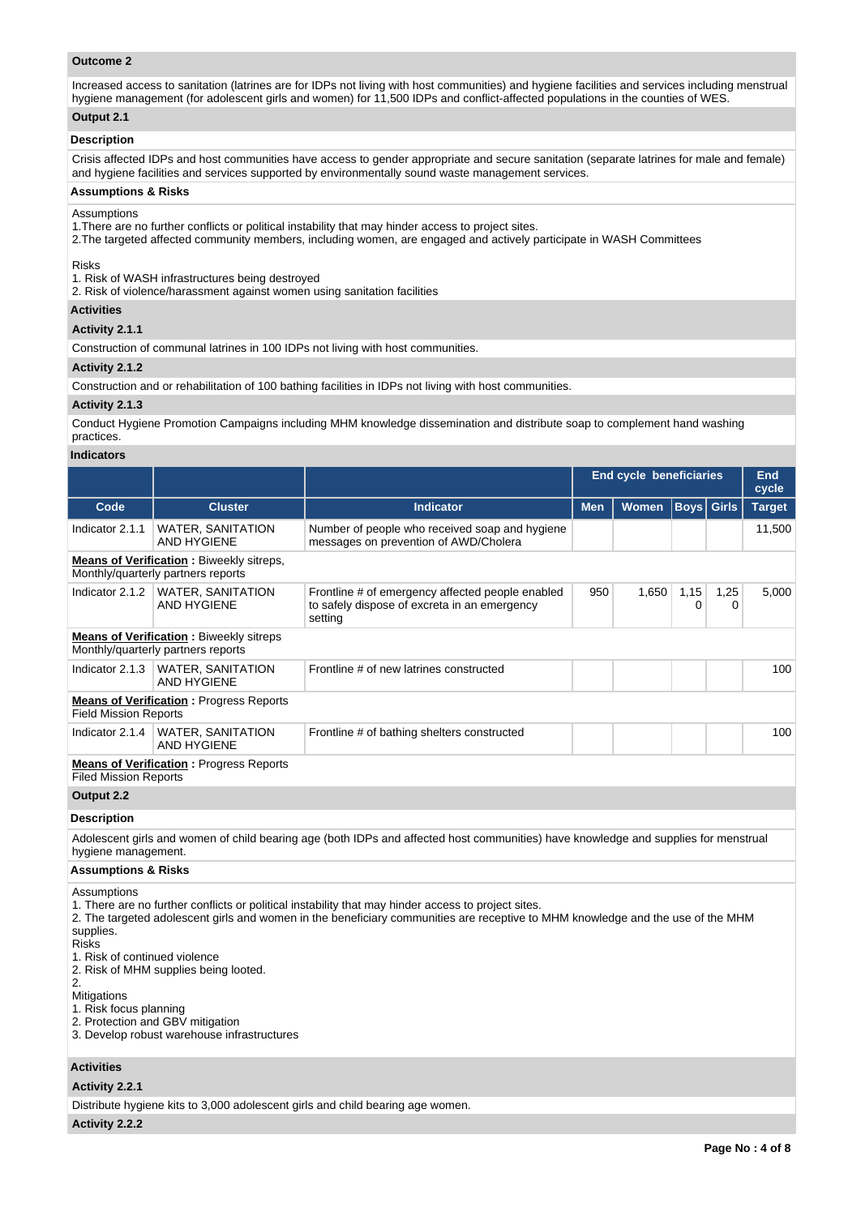**Outcome 2**

Increased access to sanitation (latrines are for IDPs not living with host communities) and hygiene facilities and services including menstrual hygiene management (for adolescent girls and women) for 11,500 IDPs and conflict-affected populations in the counties of WES.

**Output 2.1**

**Description**

Crisis affected IDPs and host communities have access to gender appropriate and secure sanitation (separate latrines for male and female) and hygiene facilities and services supported by environmentally sound waste management services.

**Assumptions & Risks**

Assumptions
1.There are no further conflicts or political instability that may hinder access to project sites.
2.The targeted affected community members, including women, are engaged and actively participate in WASH Committees

Risks
1. Risk of WASH infrastructures being destroyed
2. Risk of violence/harassment against women using sanitation facilities

**Activities**

**Activity 2.1.1**

Construction of communal latrines in 100 IDPs not living with host communities.

**Activity 2.1.2**

Construction and or rehabilitation of 100 bathing facilities in IDPs not living with host communities.

**Activity 2.1.3**

Conduct Hygiene Promotion Campaigns including MHM knowledge dissemination and distribute soap to complement hand washing practices.

**Indicators**

| | | | End cycle beneficiaries | | | | End cycle |
|---|---|---|---|---|---|---|---|
| Code | Cluster | Indicator | Men | Women | Boys | Girls | Target |
| Indicator 2.1.1 | WATER, SANITATION AND HYGIENE | Number of people who received soap and hygiene messages on prevention of AWD/Cholera | | | | | 11,500 |
| **Means of Verification :** Biweekly sitreps, Monthly/quarterly partners reports | | | | | | | |
| Indicator 2.1.2 | WATER, SANITATION AND HYGIENE | Frontline # of emergency affected people enabled to safely dispose of excreta in an emergency setting | 950 | 1,650 | 1,150 | 1,250 | 5,000 |
| **Means of Verification :** Biweekly sitreps Monthly/quarterly partners reports | | | | | | | |
| Indicator 2.1.3 | WATER, SANITATION AND HYGIENE | Frontline # of new latrines constructed | | | | | 100 |
| **Means of Verification :** Progress Reports Field Mission Reports | | | | | | | |
| Indicator 2.1.4 | WATER, SANITATION AND HYGIENE | Frontline # of bathing shelters constructed | | | | | 100 |
| **Means of Verification :** Progress Reports Filed Mission Reports | | | | | | | |

**Output 2.2**

**Description**

Adolescent girls and women of child bearing age (both IDPs and affected host communities) have knowledge and supplies for menstrual hygiene management.

**Assumptions & Risks**

Assumptions
1. There are no further conflicts or political instability that may hinder access to project sites.
2. The targeted adolescent girls and women in the beneficiary communities are receptive to MHM knowledge and the use of the MHM supplies.
Risks
1. Risk of continued violence
2. Risk of MHM supplies being looted.
2.
Mitigations
1. Risk focus planning
2. Protection and GBV mitigation
3. Develop robust warehouse infrastructures

**Activities**

**Activity 2.2.1**

Distribute hygiene kits to 3,000 adolescent girls and child bearing age women.

**Activity 2.2.2**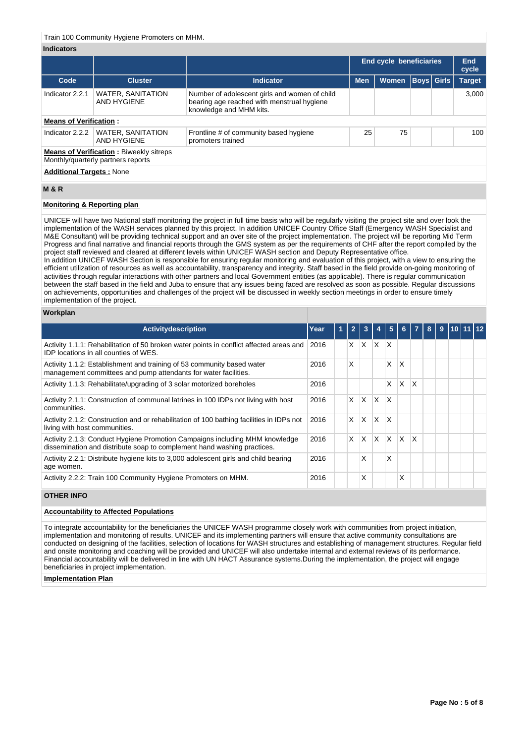Train 100 Community Hygiene Promoters on MHM.

**Indicators**

| | | | End cycle beneficiaries | | | | End cycle |
|---|---|---|---|---|---|---|---|
| Code | Cluster | Indicator | Men | Women | Boys | Girls | Target |
| Indicator 2.2.1 | WATER, SANITATION AND HYGIENE | Number of adolescent girls and women of child bearing age reached with menstrual hygiene knowledge and MHM kits. | | | | | 3,000 |

**Means of Verification :**

| Code | Cluster | Indicator | Men | Women | Boys | Girls | Target |
|---|---|---|---|---|---|---|---|
| Indicator 2.2.2 | WATER, SANITATION AND HYGIENE | Frontline # of community based hygiene promoters trained | 25 | 75 | | | 100 |

**Means of Verification :** Biweekly sitreps
Monthly/quarterly partners reports

**Additional Targets :** None

## M & R

### Monitoring & Reporting plan

UNICEF will have two National staff monitoring the project in full time basis who will be regularly visiting the project site and over look the implementation of the WASH services planned by this project. In addition UNICEF Country Office Staff (Emergency WASH Specialist and M&E Consultant) will be providing technical support and an over site of the project implementation. The project will be reporting Mid Term Progress and final narrative and financial reports through the GMS system as per the requirements of CHF after the report compiled by the project staff reviewed and cleared at different levels within UNICEF WASH section and Deputy Representative office.
In addition UNICEF WASH Section is responsible for ensuring regular monitoring and evaluation of this project, with a view to ensuring the efficient utilization of resources as well as accountability, transparency and integrity. Staff based in the field provide on-going monitoring of activities through regular interactions with other partners and local Government entities (as applicable). There is regular communication between the staff based in the field and Juba to ensure that any issues being faced are resolved as soon as possible. Regular discussions on achievements, opportunities and challenges of the project will be discussed in weekly section meetings in order to ensure timely implementation of the project.

### Workplan

| Activitydescription | Year | 1 | 2 | 3 | 4 | 5 | 6 | 7 | 8 | 9 | 10 | 11 | 12 |
|---|---|---|---|---|---|---|---|---|---|---|---|---|---|
| Activity 1.1.1: Rehabilitation of 50 broken water points in conflict affected areas and IDP locations in all counties of WES. | 2016 | | X | X | X | X | | | | | | | |
| Activity 1.1.2: Establishment and training of 53 community based water management committees and pump attendants for water facilities. | 2016 | | X | | | X | X | | | | | | |
| Activity 1.1.3: Rehabilitate/upgrading of 3 solar motorized boreholes | 2016 | | | | | X | X | X | | | | | |
| Activity 2.1.1: Construction of communal latrines in 100 IDPs not living with host communities. | 2016 | | X | X | X | X | | | | | | | |
| Activity 2.1.2: Construction and or rehabilitation of 100 bathing facilities in IDPs not living with host communities. | 2016 | | X | X | X | X | | | | | | | |
| Activity 2.1.3: Conduct Hygiene Promotion Campaigns including MHM knowledge dissemination and distribute soap to complement hand washing practices. | 2016 | | X | X | X | X | X | X | | | | | |
| Activity 2.2.1: Distribute hygiene kits to 3,000 adolescent girls and child bearing age women. | 2016 | | | X | | X | | | | | | | |
| Activity 2.2.2: Train 100 Community Hygiene Promoters on MHM. | 2016 | | | X | | | X | | | | | | |

## OTHER INFO

### Accountability to Affected Populations

To integrate accountability for the beneficiaries the UNICEF WASH programme closely work with communities from project initiation, implementation and monitoring of results. UNICEF and its implementing partners will ensure that active community consultations are conducted on designing of the facilities, selection of locations for WASH structures and establishing of management structures. Regular field and onsite monitoring and coaching will be provided and UNICEF will also undertake internal and external reviews of its performance. Financial accountability will be delivered in line with UN HACT Assurance systems.During the implementation, the project will engage beneficiaries in project implementation.

### Implementation Plan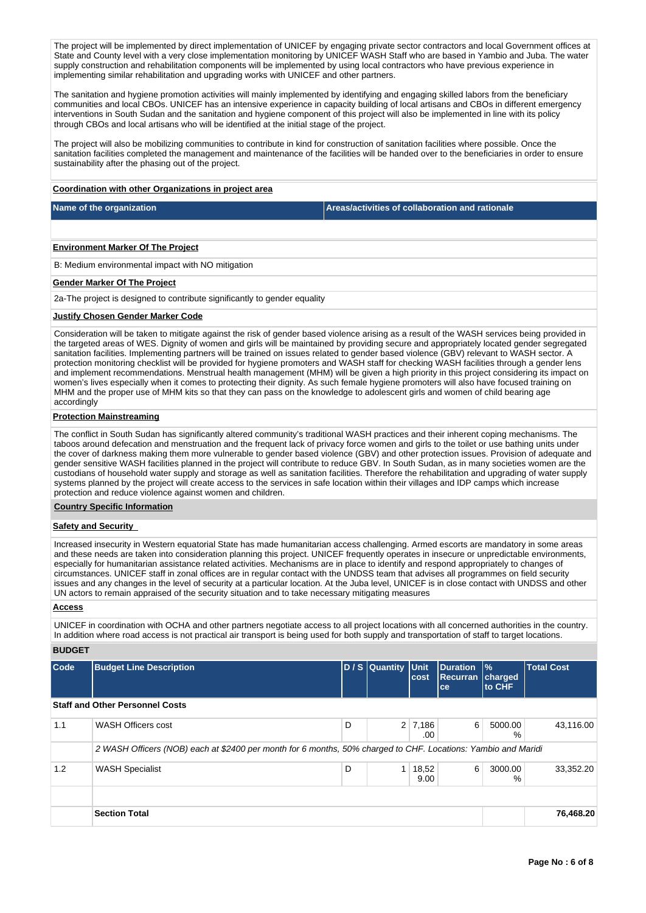The project will be implemented by direct implementation of UNICEF by engaging private sector contractors and local Government offices at State and County level with a very close implementation monitoring by UNICEF WASH Staff who are based in Yambio and Juba. The water supply construction and rehabilitation components will be implemented by using local contractors who have previous experience in implementing similar rehabilitation and upgrading works with UNICEF and other partners.

The sanitation and hygiene promotion activities will mainly implemented by identifying and engaging skilled labors from the beneficiary communities and local CBOs. UNICEF has an intensive experience in capacity building of local artisans and CBOs in different emergency interventions in South Sudan and the sanitation and hygiene component of this project will also be implemented in line with its policy through CBOs and local artisans who will be identified at the initial stage of the project.

The project will also be mobilizing communities to contribute in kind for construction of sanitation facilities where possible. Once the sanitation facilities completed the management and maintenance of the facilities will be handed over to the beneficiaries in order to ensure sustainability after the phasing out of the project.

**Coordination with other Organizations in project area**

| Name of the organization | Areas/activities of collaboration and rationale |
|---|---|
| | |

**Environment Marker Of The Project**

B: Medium environmental impact with NO mitigation

**Gender Marker Of The Project**

2a-The project is designed to contribute significantly to gender equality

**Justify Chosen Gender Marker Code**

Consideration will be taken to mitigate against the risk of gender based violence arising as a result of the WASH services being provided in the targeted areas of WES. Dignity of women and girls will be maintained by providing secure and appropriately located gender segregated sanitation facilities. Implementing partners will be trained on issues related to gender based violence (GBV) relevant to WASH sector. A protection monitoring checklist will be provided for hygiene promoters and WASH staff for checking WASH facilities through a gender lens and implement recommendations. Menstrual health management (MHM) will be given a high priority in this project considering its impact on women's lives especially when it comes to protecting their dignity. As such female hygiene promoters will also have focused training on MHM and the proper use of MHM kits so that they can pass on the knowledge to adolescent girls and women of child bearing age accordingly

**Protection Mainstreaming**

The conflict in South Sudan has significantly altered community's traditional WASH practices and their inherent coping mechanisms. The taboos around defecation and menstruation and the frequent lack of privacy force women and girls to the toilet or use bathing units under the cover of darkness making them more vulnerable to gender based violence (GBV) and other protection issues. Provision of adequate and gender sensitive WASH facilities planned in the project will contribute to reduce GBV. In South Sudan, as in many societies women are the custodians of household water supply and storage as well as sanitation facilities. Therefore the rehabilitation and upgrading of water supply systems planned by the project will create access to the services in safe location within their villages and IDP camps which increase protection and reduce violence against women and children.

**Country Specific Information**

**Safety and Security**

Increased insecurity in Western equatorial State has made humanitarian access challenging. Armed escorts are mandatory in some areas and these needs are taken into consideration planning this project. UNICEF frequently operates in insecure or unpredictable environments, especially for humanitarian assistance related activities. Mechanisms are in place to identify and respond appropriately to changes of circumstances. UNICEF staff in zonal offices are in regular contact with the UNDSS team that advises all programmes on field security issues and any changes in the level of security at a particular location. At the Juba level, UNICEF is in close contact with UNDSS and other UN actors to remain appraised of the security situation and to take necessary mitigating measures

**Access**

UNICEF in coordination with OCHA and other partners negotiate access to all project locations with all concerned authorities in the country. In addition where road access is not practical air transport is being used for both supply and transportation of staff to target locations.

**BUDGET**

| Code | Budget Line Description | D / S | Quantity | Unit cost | Duration Recurrance | % charged to CHF | Total Cost |
|---|---|---|---|---|---|---|---|
| **Staff and Other Personnel Costs** | | | | | | | |
| 1.1 | WASH Officers cost | D | 2 | 7,186.00 | 6 | 5000.00 % | 43,116.00 |
| | *2 WASH Officers (NOB) each at $2400 per month for 6 months, 50% charged to CHF. Locations: Yambio and Maridi* | | | | | | |
| 1.2 | WASH Specialist | D | 1 | 18,529.00 | 6 | 3000.00 % | 33,352.20 |
| | | | | | | | |
| | **Section Total** | | | | | | **76,468.20** |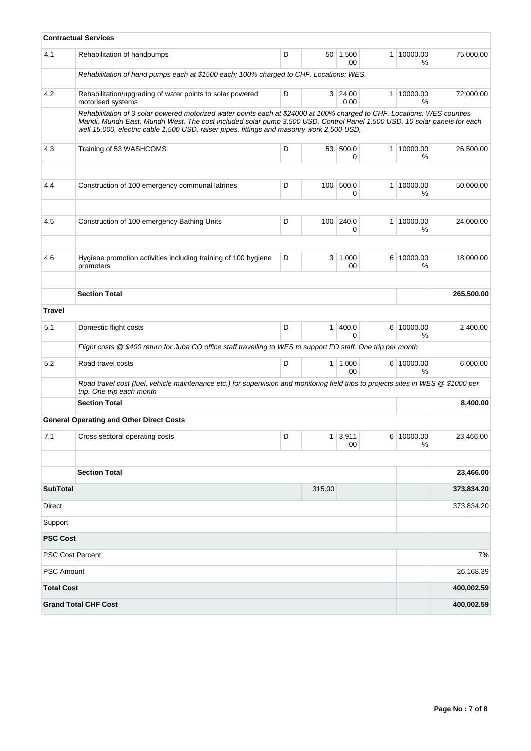| | | | | | | | |
|---|---|---|---|---|---|---|---|
| **Contractual Services** | | | | | | | |
| 4.1 | Rehabilitation of handpumps | D | 50 | 1,500.00 | 1 | 10000.00 % | 75,000.00 |
| | *Rehabilitation of hand pumps each at $1500 each; 100% charged to CHF. Locations: WES.* | | | | | | |
| 4.2 | Rehabilitation/upgrading of water points to solar powered motorised systems | D | 3 | 24,000.00 | 1 | 10000.00 % | 72,000.00 |
| | *Rehabilitation of 3 solar powered motorized water points each at $24000 at 100% charged to CHF. Locations: WES counties Maridi, Mundri East, Mundri West. The cost included solar pump 3,500 USD, Control Panel 1,500 USD, 10 solar panels for each well 15,000, electric cable 1,500 USD, raiser pipes, fittings and masonry work 2,500 USD,* | | | | | | |
| 4.3 | Training of 53 WASHCOMS | D | 53 | 500.00 | 1 | 10000.00 % | 26,500.00 |
| | | | | | | | |
| 4.4 | Construction of 100 emergency communal latrines | D | 100 | 500.00 | 1 | 10000.00 % | 50,000.00 |
| | | | | | | | |
| 4.5 | Construction of 100 emergency Bathing Units | D | 100 | 240.00 | 1 | 10000.00 % | 24,000.00 |
| | | | | | | | |
| 4.6 | Hygiene promotion activities including training of 100 hygiene promoters | D | 3 | 1,000.00 | 6 | 10000.00 % | 18,000.00 |
| | | | | | | | |
| | **Section Total** | | | | | | **265,500.00** |
| **Travel** | | | | | | | |
| 5.1 | Domestic flight costs | D | 1 | 400.00 | 6 | 10000.00 % | 2,400.00 |
| | *Flight costs @ $400 return for Juba CO office staff travelling to WES to support FO staff. One trip per month* | | | | | | |
| 5.2 | Road travel costs | D | 1 | 1,000.00 | 6 | 10000.00 % | 6,000.00 |
| | *Road travel cost (fuel, vehicle maintenance etc.) for supervision and monitoring field trips to projects sites in WES @ $1000 per trip. One trip each month* | | | | | | |
| | **Section Total** | | | | | | **8,400.00** |
| **General Operating and Other Direct Costs** | | | | | | | |
| 7.1 | Cross sectoral operating costs | D | 1 | 3,911.00 | 6 | 10000.00 % | 23,466.00 |
| | | | | | | | |
| | **Section Total** | | | | | | **23,466.00** |
| **SubTotal** | | | 315.00 | | | | **373,834.20** |
| Direct | | | | | | | 373,834.20 |
| Support | | | | | | | |
| **PSC Cost** | | | | | | | |
| PSC Cost Percent | | | | | | | 7% |
| PSC Amount | | | | | | | 26,168.39 |
| **Total Cost** | | | | | | | **400,002.59** |
| **Grand Total CHF Cost** | | | | | | | **400,002.59** |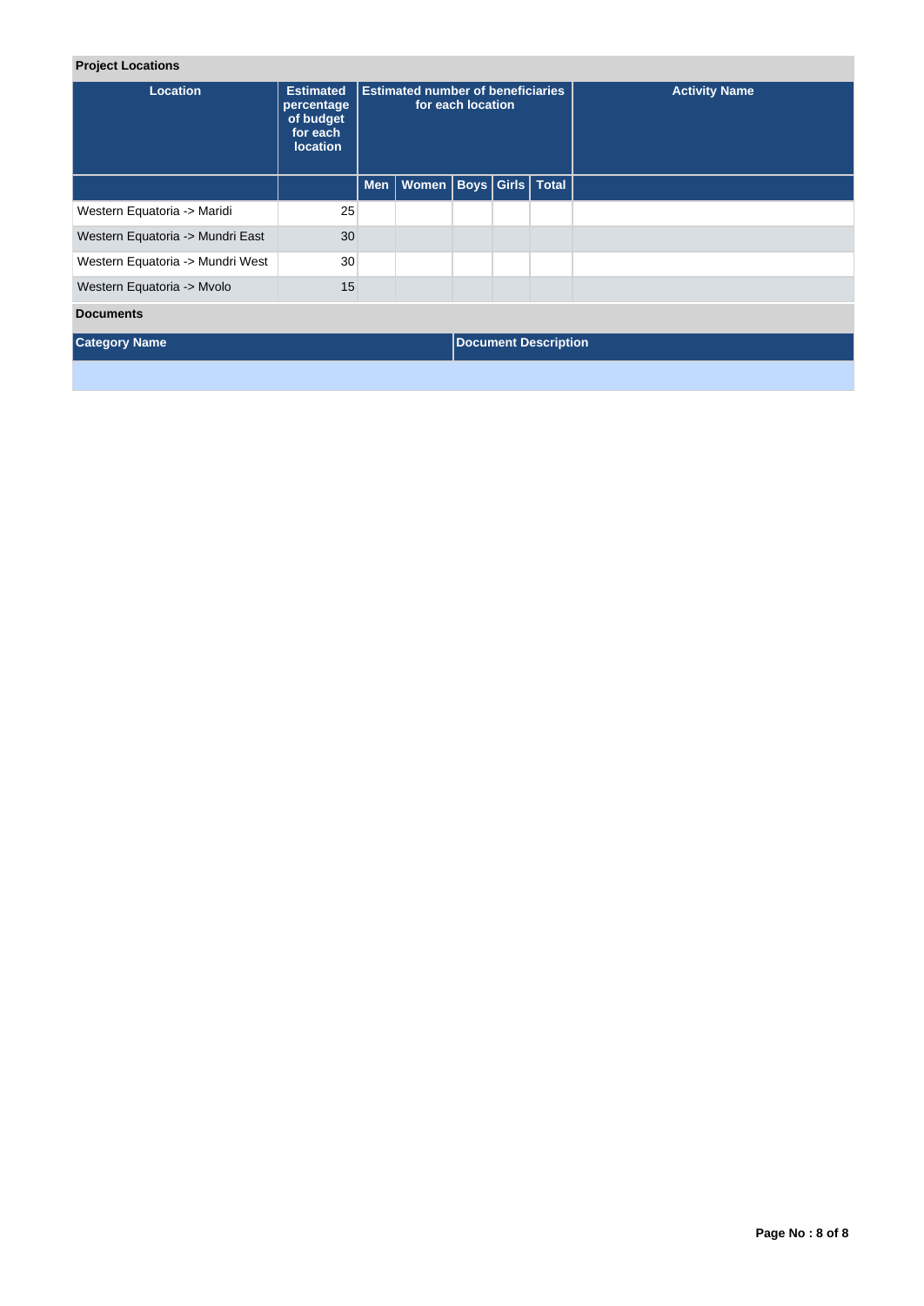### Project Locations

| Location | Estimated percentage of budget for each location | Estimated number of beneficiaries for each location | | | | | Activity Name |
|---|---|---|---|---|---|---|---|
| | | Men | Women | Boys | Girls | Total | |
| Western Equatoria -> Maridi | 25 | | | | | | |
| Western Equatoria -> Mundri East | 30 | | | | | | |
| Western Equatoria -> Mundri West | 30 | | | | | | |
| Western Equatoria -> Mvolo | 15 | | | | | | |

### Documents

| Category Name | Document Description |
|---|---|
| | |